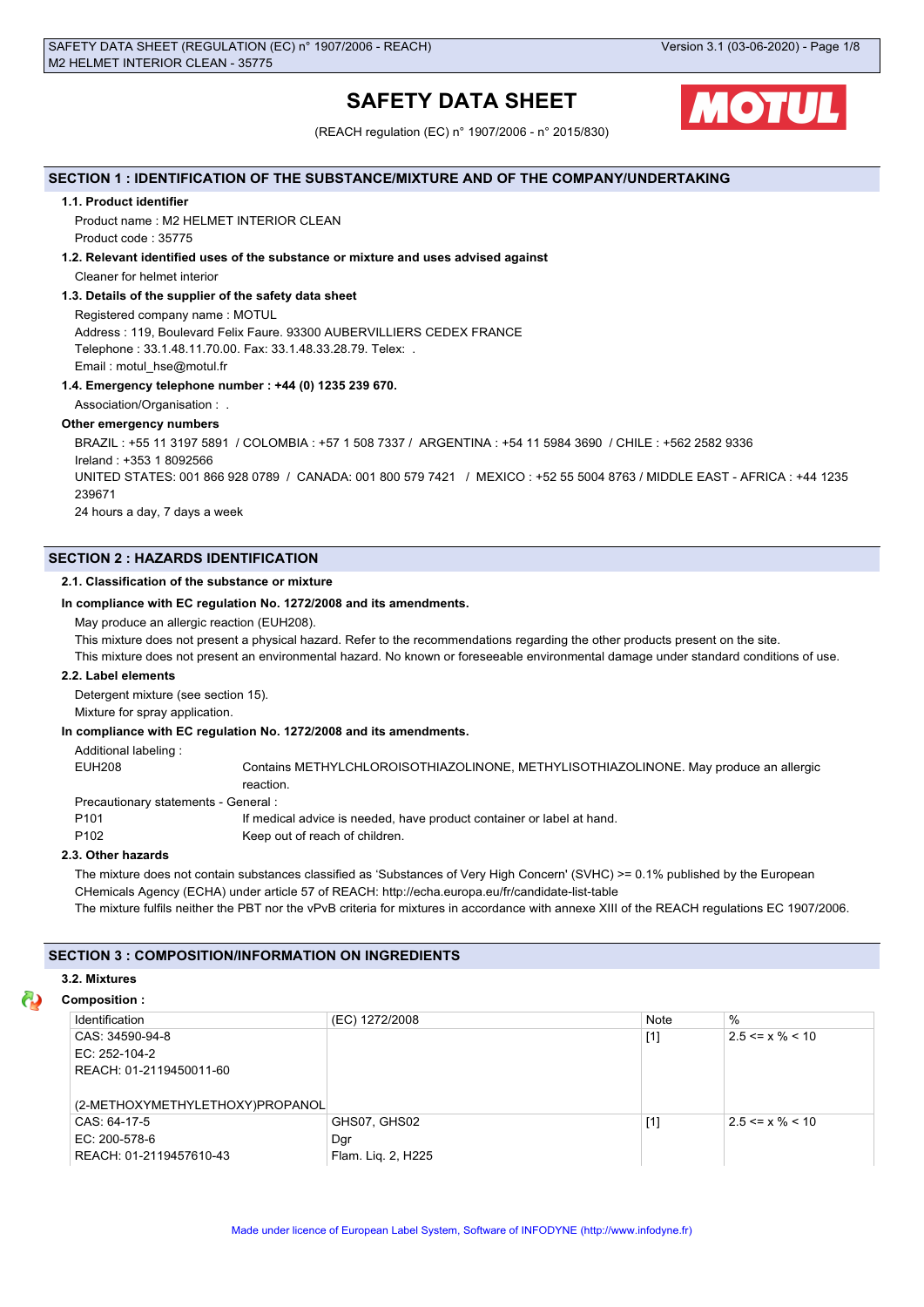# SAFETY DATA SHEET

(REACH regulation (EC) n° 1907/2006 - n° 2015/830)

## SECTION 1 : IDENTIFICATION OF THE SUBSTANCE/MIXTURE AND OF THE COMPANY/UNDERTAKING

### 1.1. Product identifier

Product name : M2 HELMET INTERIOR CLEAN

Product code : 35775

### 1.2. Relevant identified uses of the substance or mixture and uses advised against

Cleaner for helmet interior

### 1.3. Details of the supplier of the safety data sheet

Registered company name : MOTUL

Address : 119, Boulevard Felix Faure. 93300 AUBERVILLIERS CEDEX FRANCE

Telephone : 33.1.48.11.70.00. Fax: 33.1.48.33.28.79. Telex: .

Email : motul_hse@motul.fr

### 1.4. Emergency telephone number : +44 (0) 1235 239 670.

Association/Organisation : .

**Other emergency numbers**

BRAZIL : +55 11 3197 5891 / COLOMBIA : +57 1 508 7337 / ARGENTINA : +54 11 5984 3690 / CHILE : +562 2582 9336

Ireland : +353 1 8092566

UNITED STATES: 001 866 928 0789 / CANADA: 001 800 579 7421 / MEXICO : +52 55 5004 8763 / MIDDLE EAST - AFRICA : +44 1235 239671

24 hours a day, 7 days a week

## SECTION 2 : HAZARDS IDENTIFICATION

### 2.1. Classification of the substance or mixture

**In compliance with EC regulation No. 1272/2008 and its amendments.**

May produce an allergic reaction (EUH208).

This mixture does not present a physical hazard. Refer to the recommendations regarding the other products present on the site.

This mixture does not present an environmental hazard. No known or foreseeable environmental damage under standard conditions of use.

### 2.2. Label elements

Detergent mixture (see section 15).

Mixture for spray application.

**In compliance with EC regulation No. 1272/2008 and its amendments.**

Additional labeling :

EUH208 Contains METHYLCHLOROISOTHIAZOLINONE, METHYLISOTHIAZOLINONE. May produce an allergic reaction.

Precautionary statements - General :

P101 If medical advice is needed, have product container or label at hand.

P102 Keep out of reach of children.

### 2.3. Other hazards

The mixture does not contain substances classified as 'Substances of Very High Concern' (SVHC) >= 0.1% published by the European CHemicals Agency (ECHA) under article 57 of REACH: http://echa.europa.eu/fr/candidate-list-table

The mixture fulfils neither the PBT nor the vPvB criteria for mixtures in accordance with annexe XIII of the REACH regulations EC 1907/2006.

## SECTION 3 : COMPOSITION/INFORMATION ON INGREDIENTS

### 3.2. Mixtures

**Composition :**

| Identification | (EC) 1272/2008 | Note | % |
|---|---|---|---|
| CAS: 34590-94-8<br>EC: 252-104-2<br>REACH: 01-2119450011-60<br><br>(2-METHOXYMETHYLETHOXY)PROPANOL | | [1] | 2.5 <= x % < 10 |
| CAS: 64-17-5<br>EC: 200-578-6<br>REACH: 01-2119457610-43 | GHS07, GHS02<br>Dgr<br>Flam. Liq. 2, H225 | [1] | 2.5 <= x % < 10 |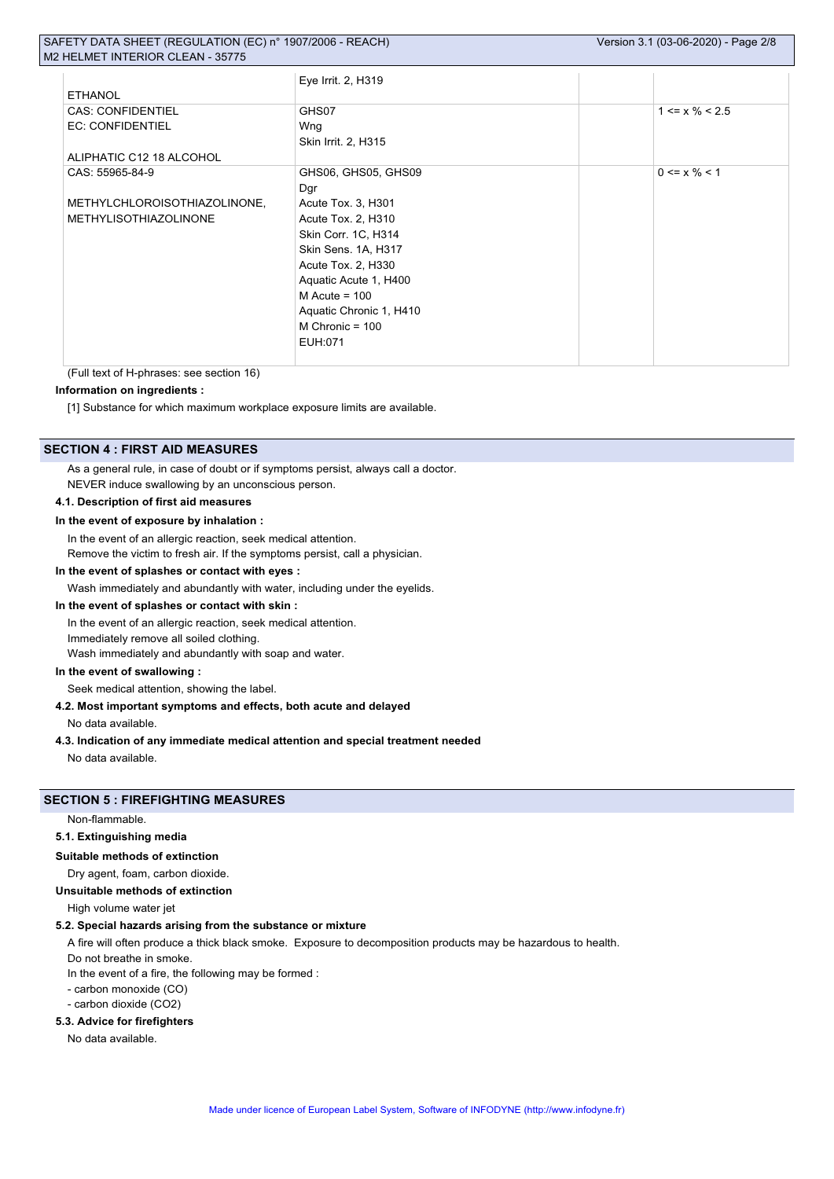| | | | |
|---|---|---|---|
| ETHANOL | Eye Irrit. 2, H319 | | |
| CAS: CONFIDENTIEL<br>EC: CONFIDENTIEL<br><br>ALIPHATIC C12 18 ALCOHOL | GHS07<br>Wng<br>Skin Irrit. 2, H315 | | 1 <= x % < 2.5 |
| CAS: 55965-84-9<br><br>METHYLCHLOROISOTHIAZOLINONE, METHYLISOTHIAZOLINONE | GHS06, GHS05, GHS09<br>Dgr<br>Acute Tox. 3, H301<br>Acute Tox. 2, H310<br>Skin Corr. 1C, H314<br>Skin Sens. 1A, H317<br>Acute Tox. 2, H330<br>Aquatic Acute 1, H400<br>M Acute = 100<br>Aquatic Chronic 1, H410<br>M Chronic = 100<br>EUH:071 | | 0 <= x % < 1 |

(Full text of H-phrases: see section 16)

**Information on ingredients :**

[1] Substance for which maximum workplace exposure limits are available.

## SECTION 4 : FIRST AID MEASURES

As a general rule, in case of doubt or if symptoms persist, always call a doctor.
NEVER induce swallowing by an unconscious person.

### 4.1. Description of first aid measures

**In the event of exposure by inhalation :**

In the event of an allergic reaction, seek medical attention.
Remove the victim to fresh air. If the symptoms persist, call a physician.

**In the event of splashes or contact with eyes :**

Wash immediately and abundantly with water, including under the eyelids.

**In the event of splashes or contact with skin :**

In the event of an allergic reaction, seek medical attention.
Immediately remove all soiled clothing.
Wash immediately and abundantly with soap and water.

**In the event of swallowing :**

Seek medical attention, showing the label.

### 4.2. Most important symptoms and effects, both acute and delayed

No data available.

### 4.3. Indication of any immediate medical attention and special treatment needed

No data available.

## SECTION 5 : FIREFIGHTING MEASURES

Non-flammable.

### 5.1. Extinguishing media

**Suitable methods of extinction**

Dry agent, foam, carbon dioxide.

**Unsuitable methods of extinction**

High volume water jet

### 5.2. Special hazards arising from the substance or mixture

A fire will often produce a thick black smoke. Exposure to decomposition products may be hazardous to health.
Do not breathe in smoke.
In the event of a fire, the following may be formed :
- carbon monoxide (CO)
- carbon dioxide ($CO_2$)

### 5.3. Advice for firefighters

No data available.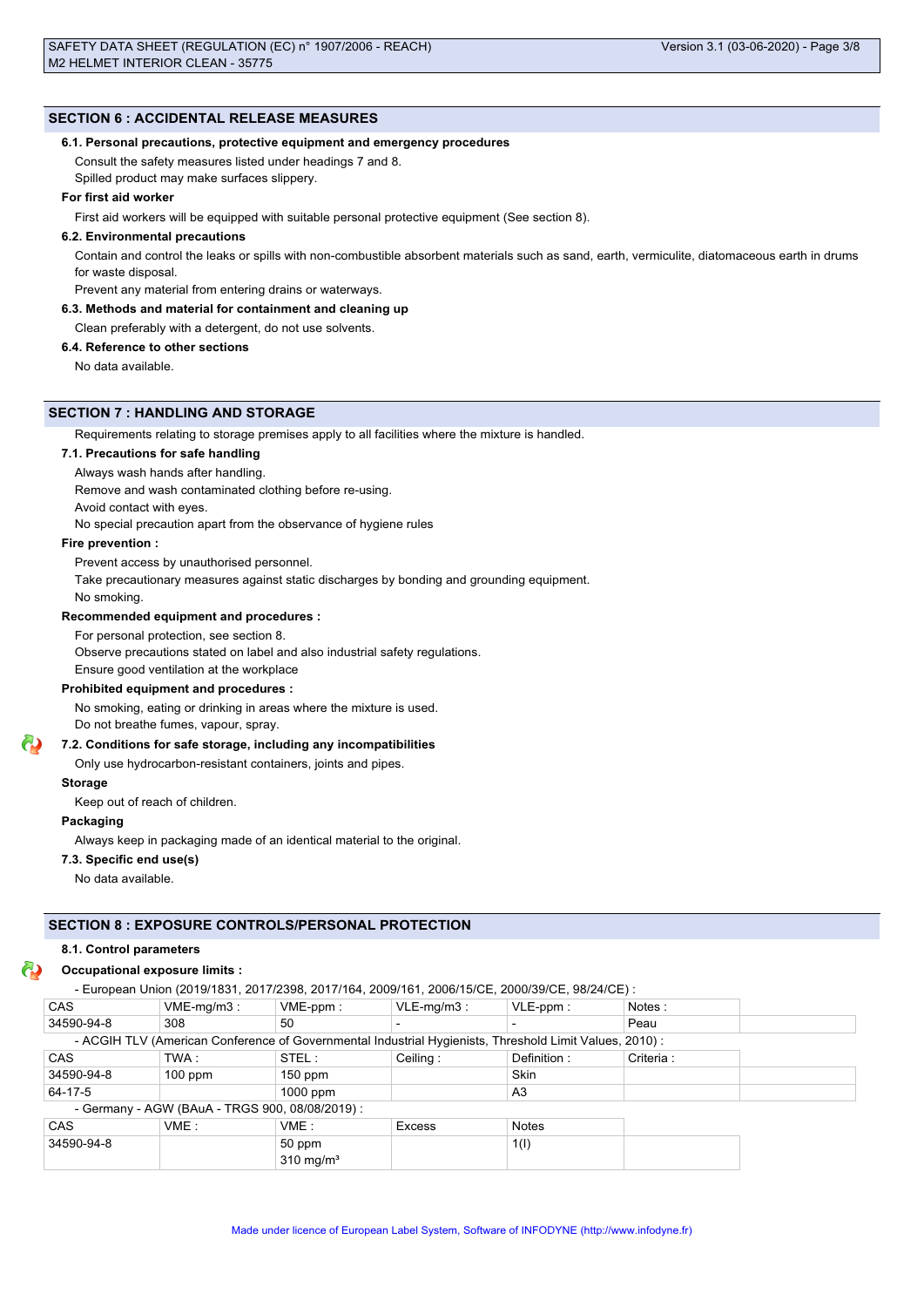## SECTION 6 : ACCIDENTAL RELEASE MEASURES

### 6.1. Personal precautions, protective equipment and emergency procedures

Consult the safety measures listed under headings 7 and 8.

Spilled product may make surfaces slippery.

**For first aid worker**

First aid workers will be equipped with suitable personal protective equipment (See section 8).

### 6.2. Environmental precautions

Contain and control the leaks or spills with non-combustible absorbent materials such as sand, earth, vermiculite, diatomaceous earth in drums for waste disposal.

Prevent any material from entering drains or waterways.

### 6.3. Methods and material for containment and cleaning up

Clean preferably with a detergent, do not use solvents.

### 6.4. Reference to other sections

No data available.

## SECTION 7 : HANDLING AND STORAGE

Requirements relating to storage premises apply to all facilities where the mixture is handled.

### 7.1. Precautions for safe handling

Always wash hands after handling.

Remove and wash contaminated clothing before re-using.

Avoid contact with eyes.

No special precaution apart from the observance of hygiene rules

**Fire prevention :**

Prevent access by unauthorised personnel.

Take precautionary measures against static discharges by bonding and grounding equipment.

No smoking.

**Recommended equipment and procedures :**

For personal protection, see section 8.

Observe precautions stated on label and also industrial safety regulations.

Ensure good ventilation at the workplace

**Prohibited equipment and procedures :**

No smoking, eating or drinking in areas where the mixture is used.

Do not breathe fumes, vapour, spray.

### 7.2. Conditions for safe storage, including any incompatibilities

Only use hydrocarbon-resistant containers, joints and pipes.

**Storage**

Keep out of reach of children.

**Packaging**

Always keep in packaging made of an identical material to the original.

### 7.3. Specific end use(s)

No data available.

## SECTION 8 : EXPOSURE CONTROLS/PERSONAL PROTECTION

### 8.1. Control parameters

**Occupational exposure limits :**

- European Union (2019/1831, 2017/2398, 2017/164, 2009/161, 2006/15/CE, 2000/39/CE, 98/24/CE) :

| CAS | VME-mg/m3 : | VME-ppm : | VLE-mg/m3 : | VLE-ppm : | Notes : |
|---|---|---|---|---|---|
| 34590-94-8 | 308 | 50 | - | - | Peau |

- ACGIH TLV (American Conference of Governmental Industrial Hygienists, Threshold Limit Values, 2010) :

| CAS | TWA : | STEL : | Ceiling : | Definition : | Criteria : |
|---|---|---|---|---|---|
| 34590-94-8 | 100 ppm | 150 ppm | | Skin | |
| 64-17-5 | | 1000 ppm | | A3 | |

- Germany - AGW (BAuA - TRGS 900, 08/08/2019) :

| CAS | VME : | VME : | Excess | Notes |
|---|---|---|---|---|
| 34590-94-8 | | 50 ppm<br>310 mg/m³ | | 1(I) |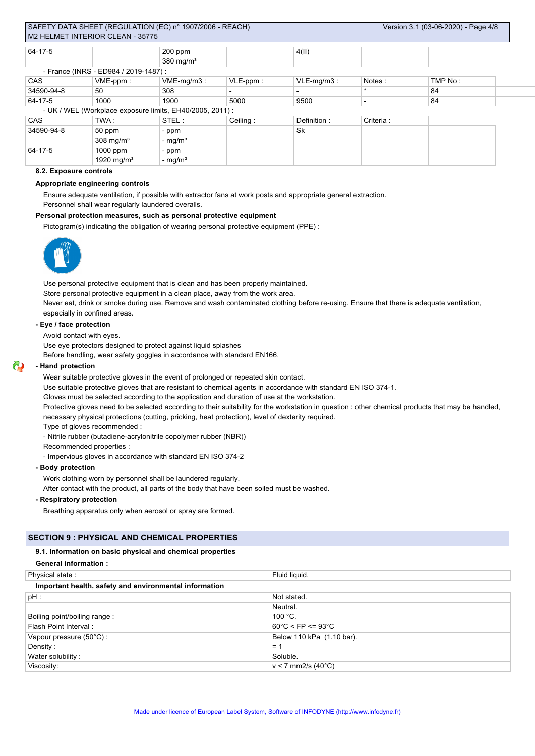| 64-17-5 | | 200 ppm<br>380 mg/m³ | | 4(II) | |
|---|---|---|---|---|---|

- France (INRS - ED984 / 2019-1487) :

| CAS | VME-ppm : | VME-mg/m3 : | VLE-ppm : | VLE-mg/m3 : | Notes : | TMP No : |
|---|---|---|---|---|---|---|
| 34590-94-8 | 50 | 308 | - | - | * | 84 |
| 64-17-5 | 1000 | 1900 | 5000 | 9500 | - | 84 |

- UK / WEL (Workplace exposure limits, EH40/2005, 2011) :

| CAS | TWA : | STEL : | Ceiling : | Definition : | Criteria : |
|---|---|---|---|---|---|
| 34590-94-8 | 50 ppm<br>308 mg/m³ | - ppm<br>- mg/m³ | | Sk | |
| 64-17-5 | 1000 ppm<br>1920 mg/m³ | - ppm<br>- mg/m³ | | | |

**8.2. Exposure controls**

**Appropriate engineering controls**

Ensure adequate ventilation, if possible with extractor fans at work posts and appropriate general extraction.
Personnel shall wear regularly laundered overalls.

**Personal protection measures, such as personal protective equipment**

Pictogram(s) indicating the obligation of wearing personal protective equipment (PPE) :

Use personal protective equipment that is clean and has been properly maintained.
Store personal protective equipment in a clean place, away from the work area.
Never eat, drink or smoke during use. Remove and wash contaminated clothing before re-using. Ensure that there is adequate ventilation, especially in confined areas.

**- Eye / face protection**

Avoid contact with eyes.
Use eye protectors designed to protect against liquid splashes
Before handling, wear safety goggles in accordance with standard EN166.

**- Hand protection**

Wear suitable protective gloves in the event of prolonged or repeated skin contact.
Use suitable protective gloves that are resistant to chemical agents in accordance with standard EN ISO 374-1.
Gloves must be selected according to the application and duration of use at the workstation.
Protective gloves need to be selected according to their suitability for the workstation in question : other chemical products that may be handled, necessary physical protections (cutting, pricking, heat protection), level of dexterity required.
Type of gloves recommended :
- Nitrile rubber (butadiene-acrylonitrile copolymer rubber (NBR))
Recommended properties :
- Impervious gloves in accordance with standard EN ISO 374-2

**- Body protection**

Work clothing worn by personnel shall be laundered regularly.
After contact with the product, all parts of the body that have been soiled must be washed.

**- Respiratory protection**

Breathing apparatus only when aerosol or spray are formed.

## SECTION 9 : PHYSICAL AND CHEMICAL PROPERTIES

**9.1. Information on basic physical and chemical properties**

**General information :**

| Physical state : | Fluid liquid. |
|---|---|

**Important health, safety and environmental information**

| pH : | Not stated. |
|---|---|
| | Neutral. |
| Boiling point/boiling range : | 100 °C. |
| Flash Point Interval : | 60°C < FP <= 93°C |
| Vapour pressure (50°C) : | Below 110 kPa (1.10 bar). |
| Density : | = 1 |
| Water solubility : | Soluble. |
| Viscosity: | v < 7 mm2/s (40°C) |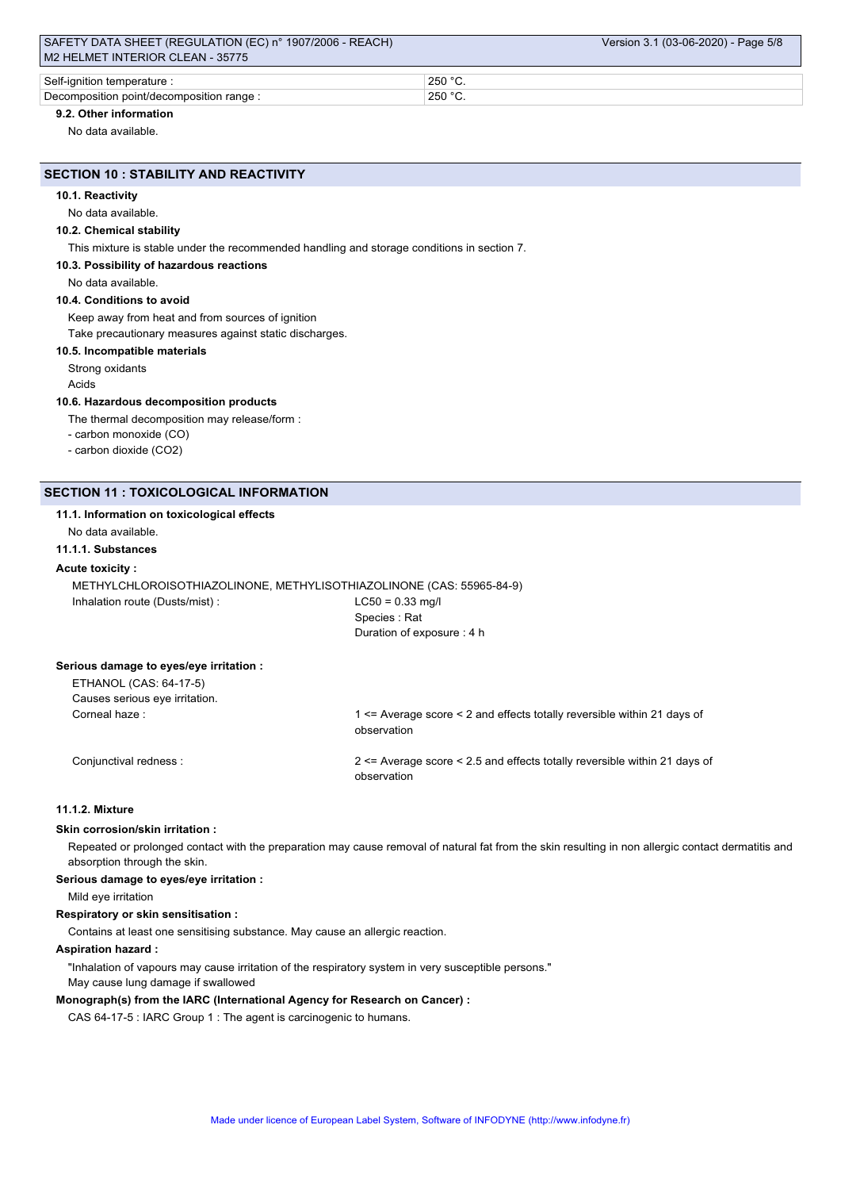| | |
|---|---|
| Self-ignition temperature : | 250 °C. |
| Decomposition point/decomposition range : | 250 °C. |

**9.2. Other information**

No data available.

## SECTION 10 : STABILITY AND REACTIVITY

**10.1. Reactivity**

No data available.

**10.2. Chemical stability**

This mixture is stable under the recommended handling and storage conditions in section 7.

**10.3. Possibility of hazardous reactions**

No data available.

**10.4. Conditions to avoid**

Keep away from heat and from sources of ignition

Take precautionary measures against static discharges.

**10.5. Incompatible materials**

Strong oxidants

Acids

**10.6. Hazardous decomposition products**

The thermal decomposition may release/form :

- carbon monoxide (CO)
- carbon dioxide (CO2)

## SECTION 11 : TOXICOLOGICAL INFORMATION

**11.1. Information on toxicological effects**

No data available.

**11.1.1. Substances**

**Acute toxicity :**

METHYLCHLOROISOTHIAZOLINONE, METHYLISOTHIAZOLINONE (CAS: 55965-84-9)

| | |
|---|---|
| Inhalation route (Dusts/mist) : | LC50 = 0.33 mg/l |
| | Species : Rat |
| | Duration of exposure : 4 h |

**Serious damage to eyes/eye irritation :**

ETHANOL (CAS: 64-17-5)

Causes serious eye irritation.

| | |
|---|---|
| Corneal haze : | 1 <= Average score < 2 and effects totally reversible within 21 days of observation |
| Conjunctival redness : | 2 <= Average score < 2.5 and effects totally reversible within 21 days of observation |

**11.1.2. Mixture**

**Skin corrosion/skin irritation :**

Repeated or prolonged contact with the preparation may cause removal of natural fat from the skin resulting in non allergic contact dermatitis and absorption through the skin.

**Serious damage to eyes/eye irritation :**

Mild eye irritation

**Respiratory or skin sensitisation :**

Contains at least one sensitising substance. May cause an allergic reaction.

**Aspiration hazard :**

"Inhalation of vapours may cause irritation of the respiratory system in very susceptible persons."

May cause lung damage if swallowed

**Monograph(s) from the IARC (International Agency for Research on Cancer) :**

CAS 64-17-5 : IARC Group 1 : The agent is carcinogenic to humans.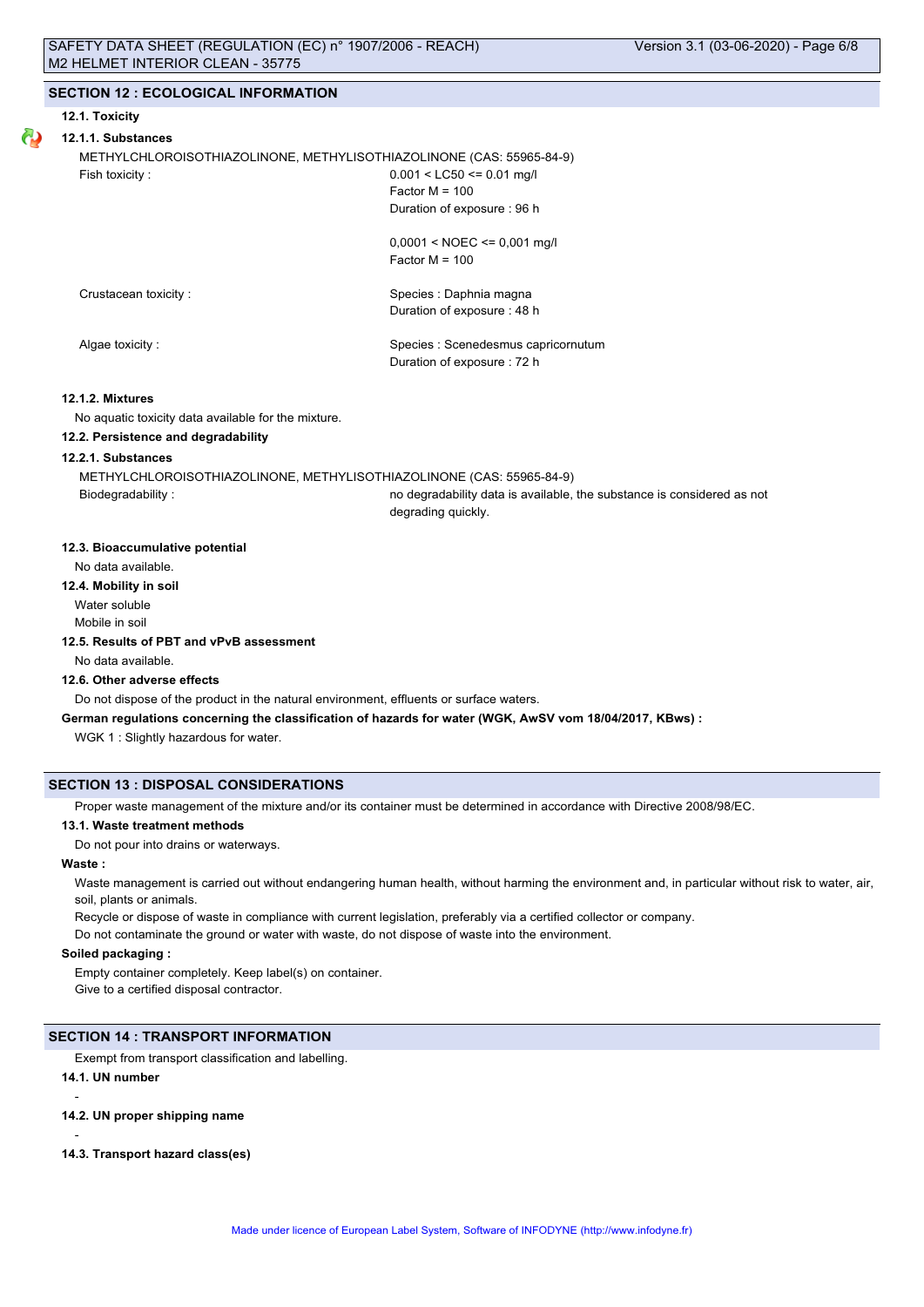## SECTION 12 : ECOLOGICAL INFORMATION

### 12.1. Toxicity

#### 12.1.1. Substances

METHYLCHLOROISOTHIAZOLINONE, METHYLISOTHIAZOLINONE (CAS: 55965-84-9)

| | |
|---|---|
| Fish toxicity : | 0.001 < LC50 <= 0.01 mg/l<br>Factor M = 100<br>Duration of exposure : 96 h<br><br>0,0001 < NOEC <= 0,001 mg/l<br>Factor M = 100 |
| Crustacean toxicity : | Species : Daphnia magna<br>Duration of exposure : 48 h |
| Algae toxicity : | Species : Scenedesmus capricornutum<br>Duration of exposure : 72 h |

#### 12.1.2. Mixtures

No aquatic toxicity data available for the mixture.

### 12.2. Persistence and degradability

#### 12.2.1. Substances

METHYLCHLOROISOTHIAZOLINONE, METHYLISOTHIAZOLINONE (CAS: 55965-84-9)

| | |
|---|---|
| Biodegradability : | no degradability data is available, the substance is considered as not degrading quickly. |

### 12.3. Bioaccumulative potential

No data available.

### 12.4. Mobility in soil

Water soluble
Mobile in soil

### 12.5. Results of PBT and vPvB assessment

No data available.

### 12.6. Other adverse effects

Do not dispose of the product in the natural environment, effluents or surface waters.

**German regulations concerning the classification of hazards for water (WGK, AwSV vom 18/04/2017, KBws) :**

WGK 1 : Slightly hazardous for water.

## SECTION 13 : DISPOSAL CONSIDERATIONS

Proper waste management of the mixture and/or its container must be determined in accordance with Directive 2008/98/EC.

### 13.1. Waste treatment methods

Do not pour into drains or waterways.

**Waste :**

Waste management is carried out without endangering human health, without harming the environment and, in particular without risk to water, air, soil, plants or animals.
Recycle or dispose of waste in compliance with current legislation, preferably via a certified collector or company.
Do not contaminate the ground or water with waste, do not dispose of waste into the environment.

**Soiled packaging :**

Empty container completely. Keep label(s) on container.
Give to a certified disposal contractor.

## SECTION 14 : TRANSPORT INFORMATION

Exempt from transport classification and labelling.

### 14.1. UN number

-

### 14.2. UN proper shipping name

-

### 14.3. Transport hazard class(es)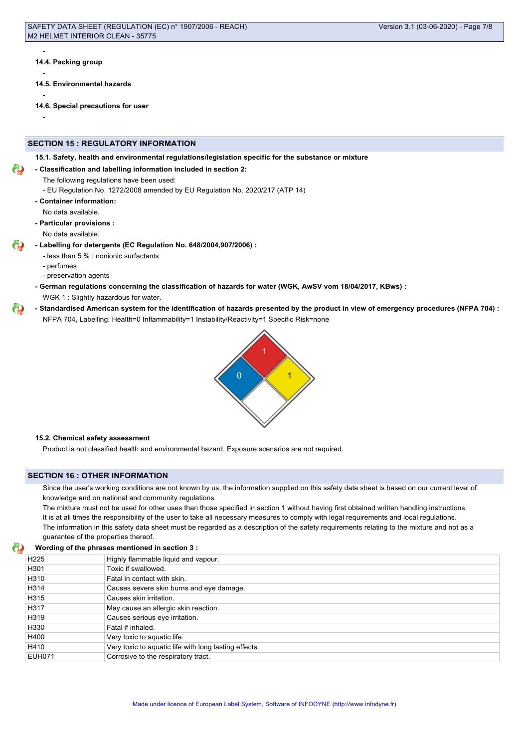-

#### 14.4. Packing group

-

#### 14.5. Environmental hazards

-

#### 14.6. Special precautions for user

-

## SECTION 15 : REGULATORY INFORMATION

#### 15.1. Safety, health and environmental regulations/legislation specific for the substance or mixture

**- Classification and labelling information included in section 2:**

The following regulations have been used:

- EU Regulation No. 1272/2008 amended by EU Regulation No. 2020/217 (ATP 14)

**- Container information:**

No data available.

**- Particular provisions :**

No data available.

**- Labelling for detergents (EC Regulation No. 648/2004,907/2006) :**

- less than 5 % : nonionic surfactants
- perfumes
- preservation agents

**- German regulations concerning the classification of hazards for water (WGK, AwSV vom 18/04/2017, KBws) :**

WGK 1 : Slightly hazardous for water.

**- Standardised American system for the identification of hazards presented by the product in view of emergency procedures (NFPA 704) :**

NFPA 704, Labelling: Health=0 Inflammability=1 Instability/Reactivity=1 Specific Risk=none

#### 15.2. Chemical safety assessment

Product is not classified health and environmental hazard. Exposure scenarios are not required.

## SECTION 16 : OTHER INFORMATION

Since the user's working conditions are not known by us, the information supplied on this safety data sheet is based on our current level of knowledge and on national and community regulations.

The mixture must not be used for other uses than those specified in section 1 without having first obtained written handling instructions.

It is at all times the responsibility of the user to take all necessary measures to comply with legal requirements and local regulations.

The information in this safety data sheet must be regarded as a description of the safety requirements relating to the mixture and not as a guarantee of the properties thereof.

**Wording of the phrases mentioned in section 3 :**

| | |
|---|---|
| H225 | Highly flammable liquid and vapour. |
| H301 | Toxic if swallowed. |
| H310 | Fatal in contact with skin. |
| H314 | Causes severe skin burns and eye damage. |
| H315 | Causes skin irritation. |
| H317 | May cause an allergic skin reaction. |
| H319 | Causes serious eye irritation. |
| H330 | Fatal if inhaled. |
| H400 | Very toxic to aquatic life. |
| H410 | Very toxic to aquatic life with long lasting effects. |
| EUH071 | Corrosive to the respiratory tract. |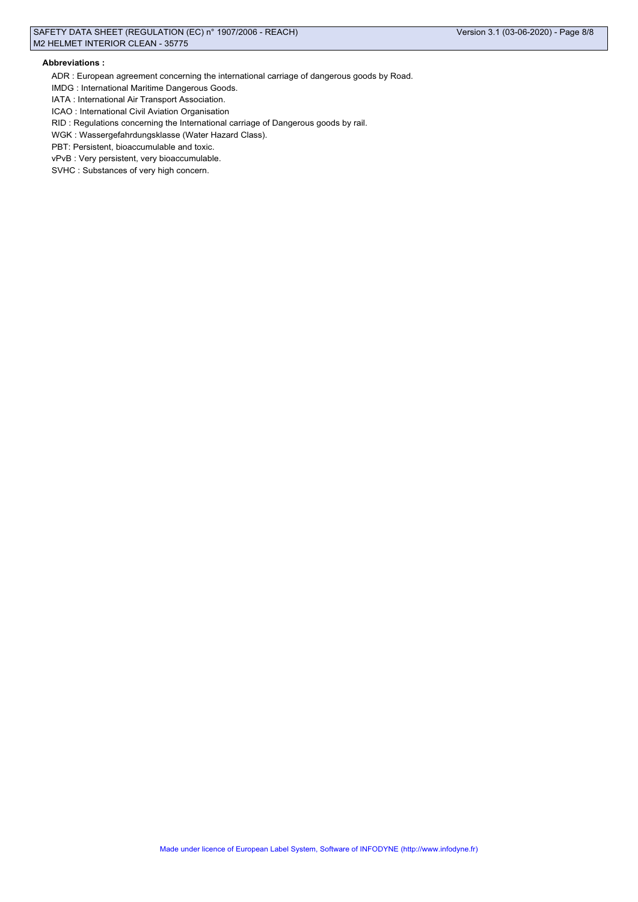**Abbreviations :**

ADR : European agreement concerning the international carriage of dangerous goods by Road.

IMDG : International Maritime Dangerous Goods.

IATA : International Air Transport Association.

ICAO : International Civil Aviation Organisation

RID : Regulations concerning the International carriage of Dangerous goods by rail.

WGK : Wassergefahrdungsklasse (Water Hazard Class).

PBT: Persistent, bioaccumulable and toxic.

vPvB : Very persistent, very bioaccumulable.

SVHC : Substances of very high concern.